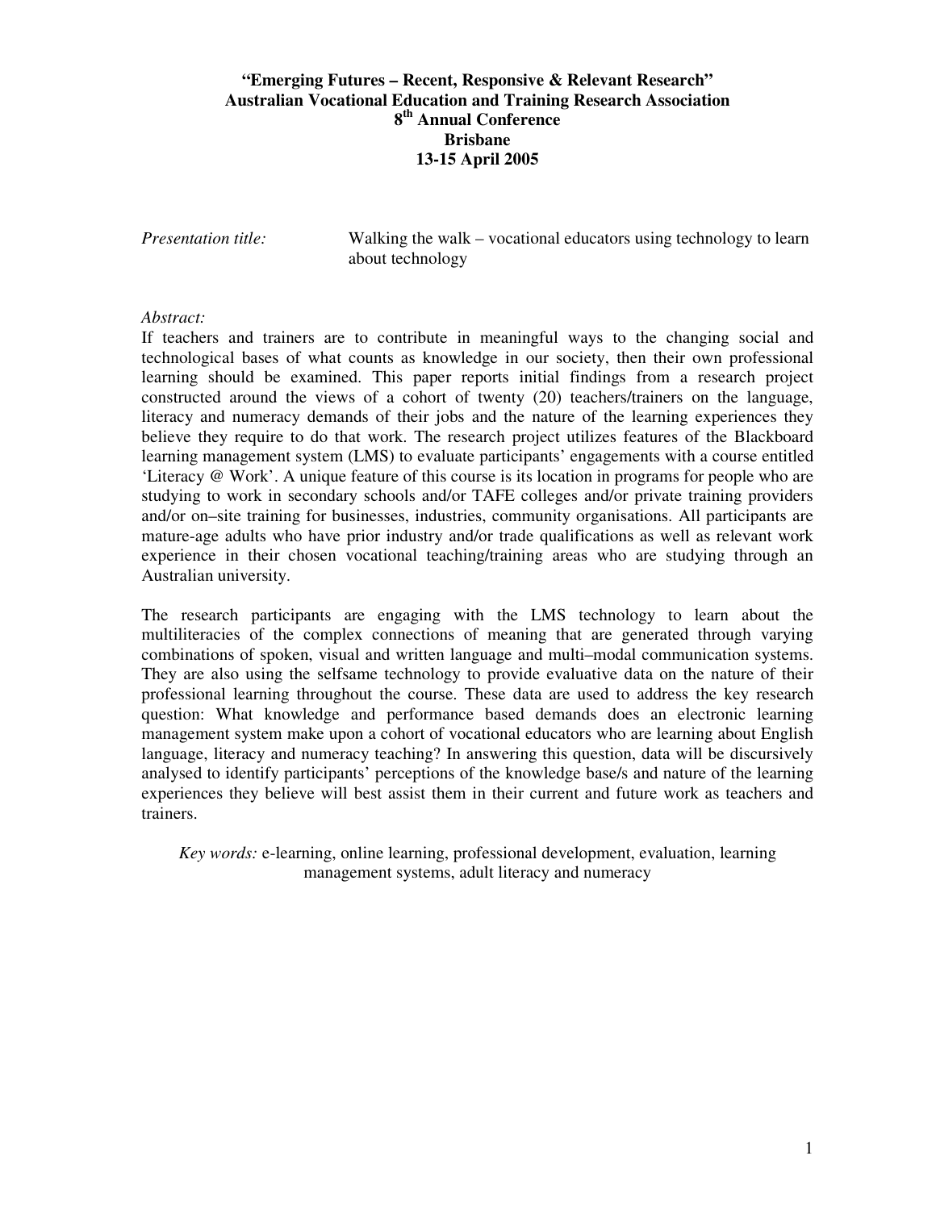**"Emerging Futures – Recent, Responsive & Relevant Research"**
**Australian Vocational Education and Training Research Association**
**8th Annual Conference**
**Brisbane**
**13-15 April 2005**

*Presentation title:* Walking the walk – vocational educators using technology to learn about technology

*Abstract:*

If teachers and trainers are to contribute in meaningful ways to the changing social and technological bases of what counts as knowledge in our society, then their own professional learning should be examined. This paper reports initial findings from a research project constructed around the views of a cohort of twenty (20) teachers/trainers on the language, literacy and numeracy demands of their jobs and the nature of the learning experiences they believe they require to do that work. The research project utilizes features of the Blackboard learning management system (LMS) to evaluate participants' engagements with a course entitled 'Literacy @ Work'. A unique feature of this course is its location in programs for people who are studying to work in secondary schools and/or TAFE colleges and/or private training providers and/or on–site training for businesses, industries, community organisations. All participants are mature-age adults who have prior industry and/or trade qualifications as well as relevant work experience in their chosen vocational teaching/training areas who are studying through an Australian university.

The research participants are engaging with the LMS technology to learn about the multiliteracies of the complex connections of meaning that are generated through varying combinations of spoken, visual and written language and multi–modal communication systems. They are also using the selfsame technology to provide evaluative data on the nature of their professional learning throughout the course. These data are used to address the key research question: What knowledge and performance based demands does an electronic learning management system make upon a cohort of vocational educators who are learning about English language, literacy and numeracy teaching? In answering this question, data will be discursively analysed to identify participants' perceptions of the knowledge base/s and nature of the learning experiences they believe will best assist them in their current and future work as teachers and trainers.

*Key words:* e-learning, online learning, professional development, evaluation, learning management systems, adult literacy and numeracy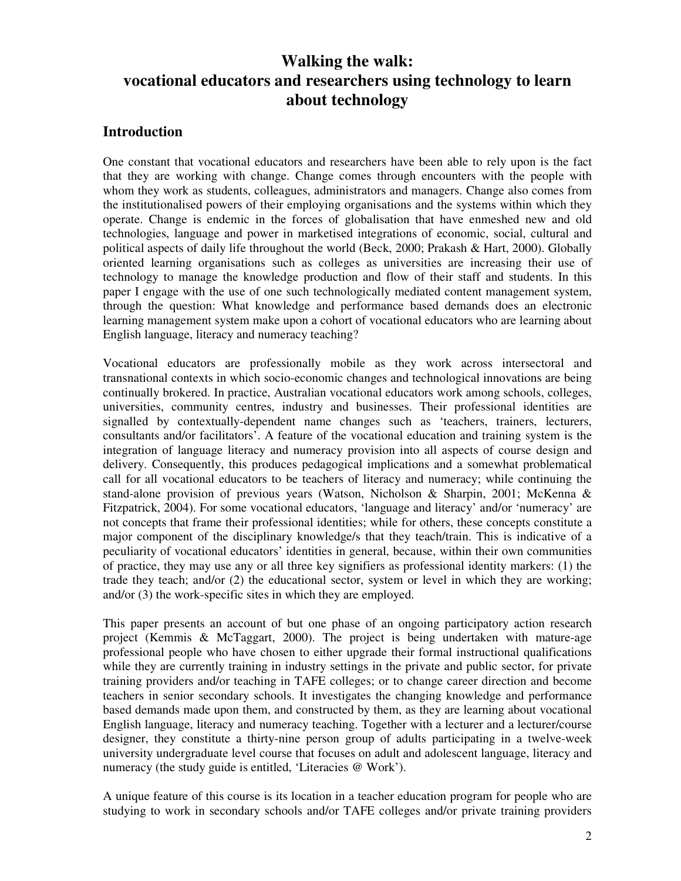# Walking the walk: vocational educators and researchers using technology to learn about technology

## Introduction

One constant that vocational educators and researchers have been able to rely upon is the fact that they are working with change. Change comes through encounters with the people with whom they work as students, colleagues, administrators and managers. Change also comes from the institutionalised powers of their employing organisations and the systems within which they operate. Change is endemic in the forces of globalisation that have enmeshed new and old technologies, language and power in marketised integrations of economic, social, cultural and political aspects of daily life throughout the world (Beck, 2000; Prakash & Hart, 2000). Globally oriented learning organisations such as colleges as universities are increasing their use of technology to manage the knowledge production and flow of their staff and students. In this paper I engage with the use of one such technologically mediated content management system, through the question: What knowledge and performance based demands does an electronic learning management system make upon a cohort of vocational educators who are learning about English language, literacy and numeracy teaching?

Vocational educators are professionally mobile as they work across intersectoral and transnational contexts in which socio-economic changes and technological innovations are being continually brokered. In practice, Australian vocational educators work among schools, colleges, universities, community centres, industry and businesses. Their professional identities are signalled by contextually-dependent name changes such as 'teachers, trainers, lecturers, consultants and/or facilitators'. A feature of the vocational education and training system is the integration of language literacy and numeracy provision into all aspects of course design and delivery. Consequently, this produces pedagogical implications and a somewhat problematical call for all vocational educators to be teachers of literacy and numeracy; while continuing the stand-alone provision of previous years (Watson, Nicholson & Sharpin, 2001; McKenna & Fitzpatrick, 2004). For some vocational educators, 'language and literacy' and/or 'numeracy' are not concepts that frame their professional identities; while for others, these concepts constitute a major component of the disciplinary knowledge/s that they teach/train. This is indicative of a peculiarity of vocational educators' identities in general, because, within their own communities of practice, they may use any or all three key signifiers as professional identity markers: (1) the trade they teach; and/or (2) the educational sector, system or level in which they are working; and/or (3) the work-specific sites in which they are employed.

This paper presents an account of but one phase of an ongoing participatory action research project (Kemmis & McTaggart, 2000). The project is being undertaken with mature-age professional people who have chosen to either upgrade their formal instructional qualifications while they are currently training in industry settings in the private and public sector, for private training providers and/or teaching in TAFE colleges; or to change career direction and become teachers in senior secondary schools. It investigates the changing knowledge and performance based demands made upon them, and constructed by them, as they are learning about vocational English language, literacy and numeracy teaching. Together with a lecturer and a lecturer/course designer, they constitute a thirty-nine person group of adults participating in a twelve-week university undergraduate level course that focuses on adult and adolescent language, literacy and numeracy (the study guide is entitled, 'Literacies @ Work').

A unique feature of this course is its location in a teacher education program for people who are studying to work in secondary schools and/or TAFE colleges and/or private training providers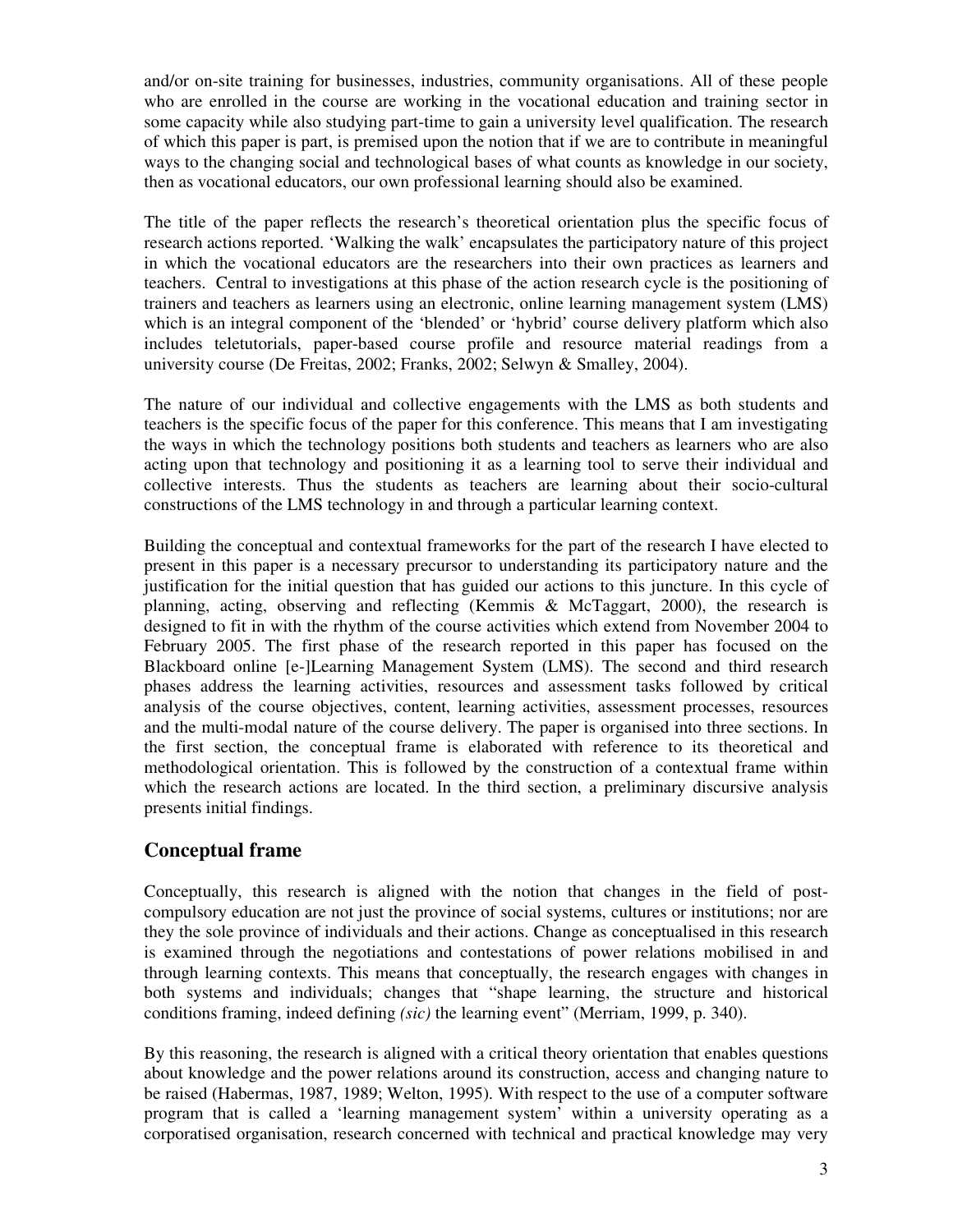and/or on-site training for businesses, industries, community organisations. All of these people who are enrolled in the course are working in the vocational education and training sector in some capacity while also studying part-time to gain a university level qualification. The research of which this paper is part, is premised upon the notion that if we are to contribute in meaningful ways to the changing social and technological bases of what counts as knowledge in our society, then as vocational educators, our own professional learning should also be examined.

The title of the paper reflects the research's theoretical orientation plus the specific focus of research actions reported. 'Walking the walk' encapsulates the participatory nature of this project in which the vocational educators are the researchers into their own practices as learners and teachers. Central to investigations at this phase of the action research cycle is the positioning of trainers and teachers as learners using an electronic, online learning management system (LMS) which is an integral component of the 'blended' or 'hybrid' course delivery platform which also includes teletutorials, paper-based course profile and resource material readings from a university course (De Freitas, 2002; Franks, 2002; Selwyn & Smalley, 2004).

The nature of our individual and collective engagements with the LMS as both students and teachers is the specific focus of the paper for this conference. This means that I am investigating the ways in which the technology positions both students and teachers as learners who are also acting upon that technology and positioning it as a learning tool to serve their individual and collective interests. Thus the students as teachers are learning about their socio-cultural constructions of the LMS technology in and through a particular learning context.

Building the conceptual and contextual frameworks for the part of the research I have elected to present in this paper is a necessary precursor to understanding its participatory nature and the justification for the initial question that has guided our actions to this juncture. In this cycle of planning, acting, observing and reflecting (Kemmis & McTaggart, 2000), the research is designed to fit in with the rhythm of the course activities which extend from November 2004 to February 2005. The first phase of the research reported in this paper has focused on the Blackboard online [e-]Learning Management System (LMS). The second and third research phases address the learning activities, resources and assessment tasks followed by critical analysis of the course objectives, content, learning activities, assessment processes, resources and the multi-modal nature of the course delivery. The paper is organised into three sections. In the first section, the conceptual frame is elaborated with reference to its theoretical and methodological orientation. This is followed by the construction of a contextual frame within which the research actions are located. In the third section, a preliminary discursive analysis presents initial findings.

## Conceptual frame

Conceptually, this research is aligned with the notion that changes in the field of post-compulsory education are not just the province of social systems, cultures or institutions; nor are they the sole province of individuals and their actions. Change as conceptualised in this research is examined through the negotiations and contestations of power relations mobilised in and through learning contexts. This means that conceptually, the research engages with changes in both systems and individuals; changes that "shape learning, the structure and historical conditions framing, indeed defining *(sic)* the learning event" (Merriam, 1999, p. 340).

By this reasoning, the research is aligned with a critical theory orientation that enables questions about knowledge and the power relations around its construction, access and changing nature to be raised (Habermas, 1987, 1989; Welton, 1995). With respect to the use of a computer software program that is called a 'learning management system' within a university operating as a corporatised organisation, research concerned with technical and practical knowledge may very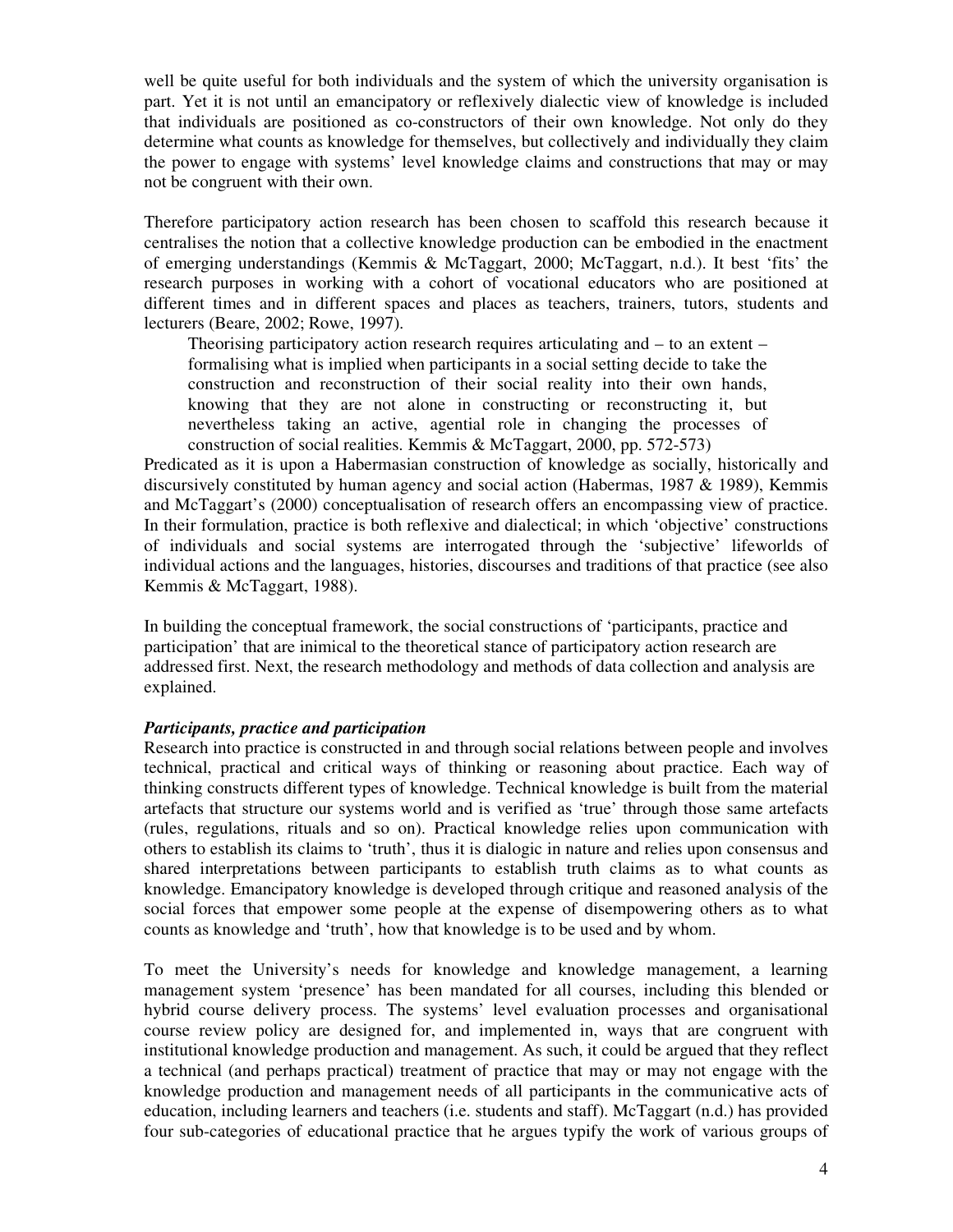well be quite useful for both individuals and the system of which the university organisation is part. Yet it is not until an emancipatory or reflexively dialectic view of knowledge is included that individuals are positioned as co-constructors of their own knowledge. Not only do they determine what counts as knowledge for themselves, but collectively and individually they claim the power to engage with systems' level knowledge claims and constructions that may or may not be congruent with their own.

Therefore participatory action research has been chosen to scaffold this research because it centralises the notion that a collective knowledge production can be embodied in the enactment of emerging understandings (Kemmis & McTaggart, 2000; McTaggart, n.d.). It best 'fits' the research purposes in working with a cohort of vocational educators who are positioned at different times and in different spaces and places as teachers, trainers, tutors, students and lecturers (Beare, 2002; Rowe, 1997).

> Theorising participatory action research requires articulating and – to an extent – formalising what is implied when participants in a social setting decide to take the construction and reconstruction of their social reality into their own hands, knowing that they are not alone in constructing or reconstructing it, but nevertheless taking an active, agential role in changing the processes of construction of social realities. Kemmis & McTaggart, 2000, pp. 572-573)

Predicated as it is upon a Habermasian construction of knowledge as socially, historically and discursively constituted by human agency and social action (Habermas, 1987 & 1989), Kemmis and McTaggart's (2000) conceptualisation of research offers an encompassing view of practice. In their formulation, practice is both reflexive and dialectical; in which 'objective' constructions of individuals and social systems are interrogated through the 'subjective' lifeworlds of individual actions and the languages, histories, discourses and traditions of that practice (see also Kemmis & McTaggart, 1988).

In building the conceptual framework, the social constructions of 'participants, practice and participation' that are inimical to the theoretical stance of participatory action research are addressed first. Next, the research methodology and methods of data collection and analysis are explained.

***Participants, practice and participation***

Research into practice is constructed in and through social relations between people and involves technical, practical and critical ways of thinking or reasoning about practice. Each way of thinking constructs different types of knowledge. Technical knowledge is built from the material artefacts that structure our systems world and is verified as 'true' through those same artefacts (rules, regulations, rituals and so on). Practical knowledge relies upon communication with others to establish its claims to 'truth', thus it is dialogic in nature and relies upon consensus and shared interpretations between participants to establish truth claims as to what counts as knowledge. Emancipatory knowledge is developed through critique and reasoned analysis of the social forces that empower some people at the expense of disempowering others as to what counts as knowledge and 'truth', how that knowledge is to be used and by whom.

To meet the University's needs for knowledge and knowledge management, a learning management system 'presence' has been mandated for all courses, including this blended or hybrid course delivery process. The systems' level evaluation processes and organisational course review policy are designed for, and implemented in, ways that are congruent with institutional knowledge production and management. As such, it could be argued that they reflect a technical (and perhaps practical) treatment of practice that may or may not engage with the knowledge production and management needs of all participants in the communicative acts of education, including learners and teachers (i.e. students and staff). McTaggart (n.d.) has provided four sub-categories of educational practice that he argues typify the work of various groups of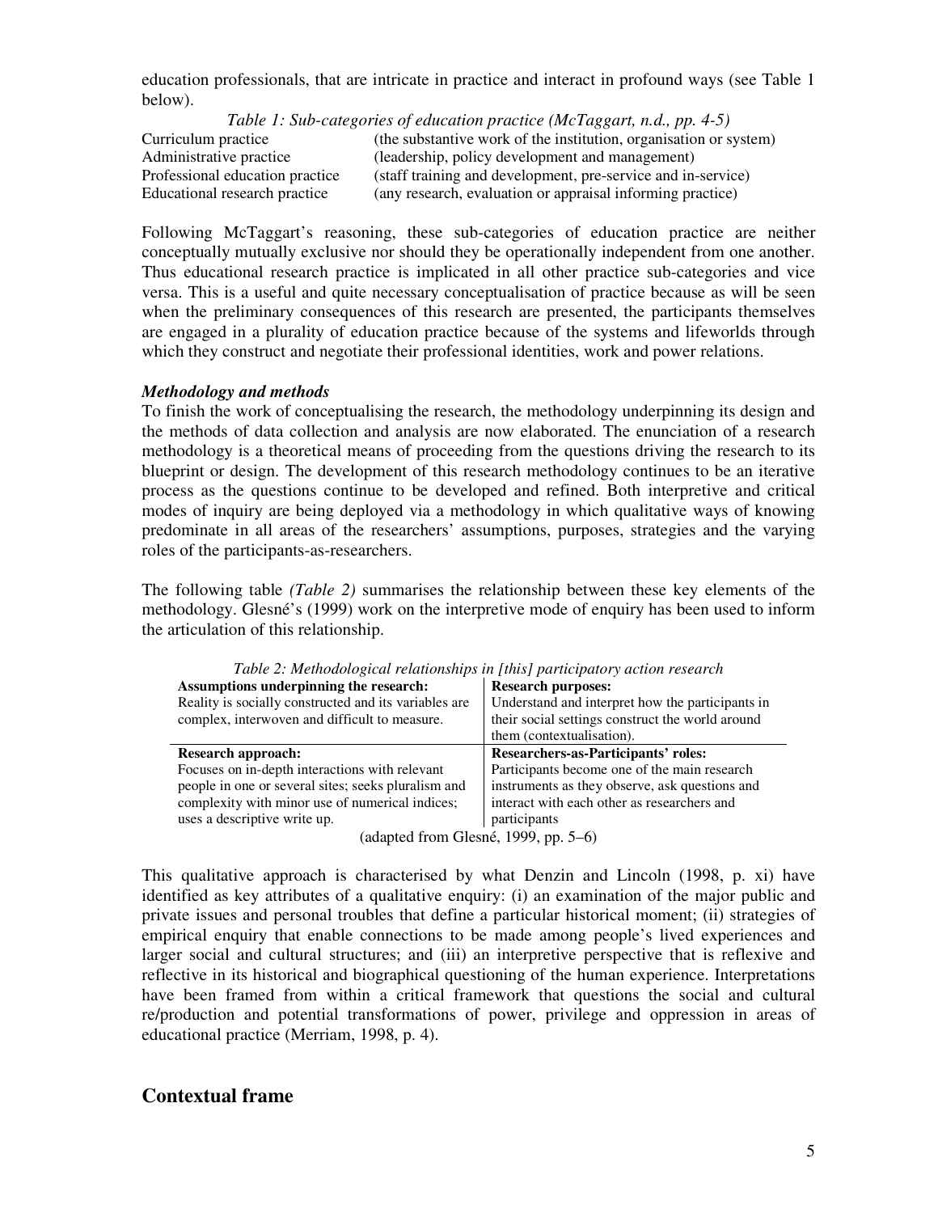education professionals, that are intricate in practice and interact in profound ways (see Table 1 below).

*Table 1: Sub-categories of education practice (McTaggart, n.d., pp. 4-5)*

| | |
|---|---|
| Curriculum practice | (the substantive work of the institution, organisation or system) |
| Administrative practice | (leadership, policy development and management) |
| Professional education practice | (staff training and development, pre-service and in-service) |
| Educational research practice | (any research, evaluation or appraisal informing practice) |

Following McTaggart's reasoning, these sub-categories of education practice are neither conceptually mutually exclusive nor should they be operationally independent from one another. Thus educational research practice is implicated in all other practice sub-categories and vice versa. This is a useful and quite necessary conceptualisation of practice because as will be seen when the preliminary consequences of this research are presented, the participants themselves are engaged in a plurality of education practice because of the systems and lifeworlds through which they construct and negotiate their professional identities, work and power relations.

***Methodology and methods***

To finish the work of conceptualising the research, the methodology underpinning its design and the methods of data collection and analysis are now elaborated. The enunciation of a research methodology is a theoretical means of proceeding from the questions driving the research to its blueprint or design. The development of this research methodology continues to be an iterative process as the questions continue to be developed and refined. Both interpretive and critical modes of inquiry are being deployed via a methodology in which qualitative ways of knowing predominate in all areas of the researchers' assumptions, purposes, strategies and the varying roles of the participants-as-researchers.

The following table *(Table 2)* summarises the relationship between these key elements of the methodology. Glesné's (1999) work on the interpretive mode of enquiry has been used to inform the articulation of this relationship.

*Table 2: Methodological relationships in [this] participatory action research*

| **Assumptions underpinning the research:** | **Research purposes:** |
|---|---|
| Reality is socially constructed and its variables are complex, interwoven and difficult to measure. | Understand and interpret how the participants in their social settings construct the world around them (contextualisation). |
| **Research approach:** | **Researchers-as-Participants' roles:** |
| Focuses on in-depth interactions with relevant people in one or several sites; seeks pluralism and complexity with minor use of numerical indices; uses a descriptive write up. | Participants become one of the main research instruments as they observe, ask questions and interact with each other as researchers and participants |

(adapted from Glesné, 1999, pp. 5–6)

This qualitative approach is characterised by what Denzin and Lincoln (1998, p. xi) have identified as key attributes of a qualitative enquiry: (i) an examination of the major public and private issues and personal troubles that define a particular historical moment; (ii) strategies of empirical enquiry that enable connections to be made among people's lived experiences and larger social and cultural structures; and (iii) an interpretive perspective that is reflexive and reflective in its historical and biographical questioning of the human experience. Interpretations have been framed from within a critical framework that questions the social and cultural re/production and potential transformations of power, privilege and oppression in areas of educational practice (Merriam, 1998, p. 4).

## Contextual frame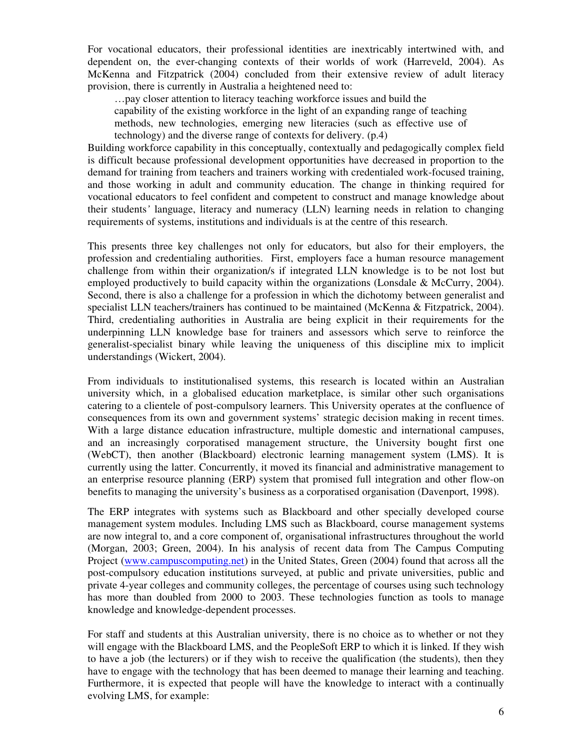For vocational educators, their professional identities are inextricably intertwined with, and dependent on, the ever-changing contexts of their worlds of work (Harreveld, 2004). As McKenna and Fitzpatrick (2004) concluded from their extensive review of adult literacy provision, there is currently in Australia a heightened need to:

> …pay closer attention to literacy teaching workforce issues and build the capability of the existing workforce in the light of an expanding range of teaching methods, new technologies, emerging new literacies (such as effective use of technology) and the diverse range of contexts for delivery. (p.4)

Building workforce capability in this conceptually, contextually and pedagogically complex field is difficult because professional development opportunities have decreased in proportion to the demand for training from teachers and trainers working with credentialed work-focused training, and those working in adult and community education. The change in thinking required for vocational educators to feel confident and competent to construct and manage knowledge about their students' language, literacy and numeracy (LLN) learning needs in relation to changing requirements of systems, institutions and individuals is at the centre of this research.

This presents three key challenges not only for educators, but also for their employers, the profession and credentialing authorities. First, employers face a human resource management challenge from within their organization/s if integrated LLN knowledge is to be not lost but employed productively to build capacity within the organizations (Lonsdale & McCurry, 2004). Second, there is also a challenge for a profession in which the dichotomy between generalist and specialist LLN teachers/trainers has continued to be maintained (McKenna & Fitzpatrick, 2004). Third, credentialing authorities in Australia are being explicit in their requirements for the underpinning LLN knowledge base for trainers and assessors which serve to reinforce the generalist-specialist binary while leaving the uniqueness of this discipline mix to implicit understandings (Wickert, 2004).

From individuals to institutionalised systems, this research is located within an Australian university which, in a globalised education marketplace, is similar other such organisations catering to a clientele of post-compulsory learners. This University operates at the confluence of consequences from its own and government systems' strategic decision making in recent times. With a large distance education infrastructure, multiple domestic and international campuses, and an increasingly corporatised management structure, the University bought first one (WebCT), then another (Blackboard) electronic learning management system (LMS). It is currently using the latter. Concurrently, it moved its financial and administrative management to an enterprise resource planning (ERP) system that promised full integration and other flow-on benefits to managing the university's business as a corporatised organisation (Davenport, 1998).

The ERP integrates with systems such as Blackboard and other specially developed course management system modules. Including LMS such as Blackboard, course management systems are now integral to, and a core component of, organisational infrastructures throughout the world (Morgan, 2003; Green, 2004). In his analysis of recent data from The Campus Computing Project ([www.campuscomputing.net](www.campuscomputing.net)) in the United States, Green (2004) found that across all the post-compulsory education institutions surveyed, at public and private universities, public and private 4-year colleges and community colleges, the percentage of courses using such technology has more than doubled from 2000 to 2003. These technologies function as tools to manage knowledge and knowledge-dependent processes.

For staff and students at this Australian university, there is no choice as to whether or not they will engage with the Blackboard LMS, and the PeopleSoft ERP to which it is linked. If they wish to have a job (the lecturers) or if they wish to receive the qualification (the students), then they have to engage with the technology that has been deemed to manage their learning and teaching. Furthermore, it is expected that people will have the knowledge to interact with a continually evolving LMS, for example: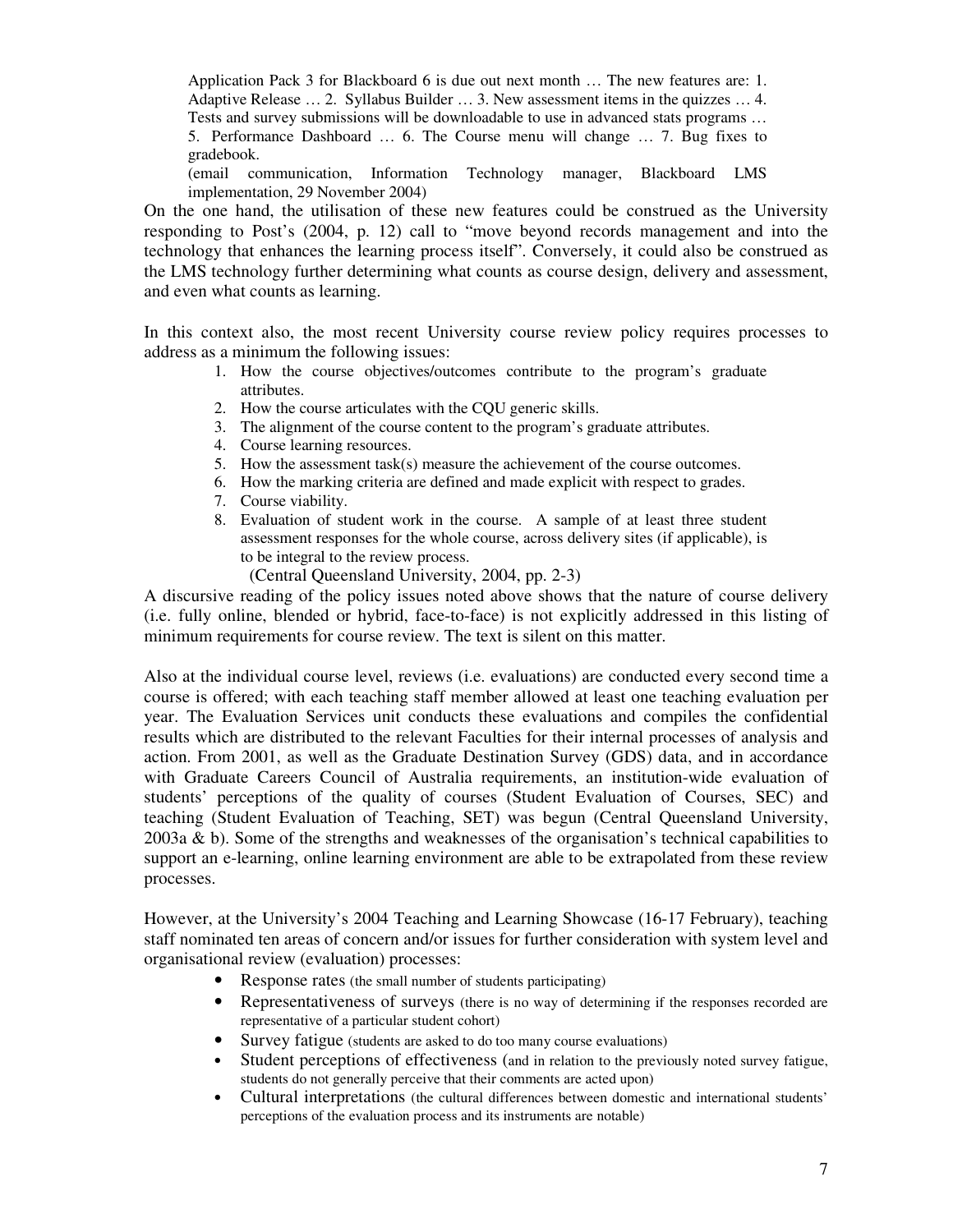> Application Pack 3 for Blackboard 6 is due out next month … The new features are: 1. Adaptive Release … 2. Syllabus Builder … 3. New assessment items in the quizzes … 4. Tests and survey submissions will be downloadable to use in advanced stats programs … 5. Performance Dashboard … 6. The Course menu will change … 7. Bug fixes to gradebook.
>
> (email communication, Information Technology manager, Blackboard LMS implementation, 29 November 2004)

On the one hand, the utilisation of these new features could be construed as the University responding to Post's (2004, p. 12) call to "move beyond records management and into the technology that enhances the learning process itself". Conversely, it could also be construed as the LMS technology further determining what counts as course design, delivery and assessment, and even what counts as learning.

In this context also, the most recent University course review policy requires processes to address as a minimum the following issues:

1. How the course objectives/outcomes contribute to the program's graduate attributes.
2. How the course articulates with the CQU generic skills.
3. The alignment of the course content to the program's graduate attributes.
4. Course learning resources.
5. How the assessment task(s) measure the achievement of the course outcomes.
6. How the marking criteria are defined and made explicit with respect to grades.
7. Course viability.
8. Evaluation of student work in the course. A sample of at least three student assessment responses for the whole course, across delivery sites (if applicable), is to be integral to the review process.

(Central Queensland University, 2004, pp. 2-3)

A discursive reading of the policy issues noted above shows that the nature of course delivery (i.e. fully online, blended or hybrid, face-to-face) is not explicitly addressed in this listing of minimum requirements for course review. The text is silent on this matter.

Also at the individual course level, reviews (i.e. evaluations) are conducted every second time a course is offered; with each teaching staff member allowed at least one teaching evaluation per year. The Evaluation Services unit conducts these evaluations and compiles the confidential results which are distributed to the relevant Faculties for their internal processes of analysis and action. From 2001, as well as the Graduate Destination Survey (GDS) data, and in accordance with Graduate Careers Council of Australia requirements, an institution-wide evaluation of students' perceptions of the quality of courses (Student Evaluation of Courses, SEC) and teaching (Student Evaluation of Teaching, SET) was begun (Central Queensland University, 2003a & b). Some of the strengths and weaknesses of the organisation's technical capabilities to support an e-learning, online learning environment are able to be extrapolated from these review processes.

However, at the University's 2004 Teaching and Learning Showcase (16-17 February), teaching staff nominated ten areas of concern and/or issues for further consideration with system level and organisational review (evaluation) processes:

- Response rates (the small number of students participating)
- Representativeness of surveys (there is no way of determining if the responses recorded are representative of a particular student cohort)
- Survey fatigue (students are asked to do too many course evaluations)
- Student perceptions of effectiveness (and in relation to the previously noted survey fatigue, students do not generally perceive that their comments are acted upon)
- Cultural interpretations (the cultural differences between domestic and international students' perceptions of the evaluation process and its instruments are notable)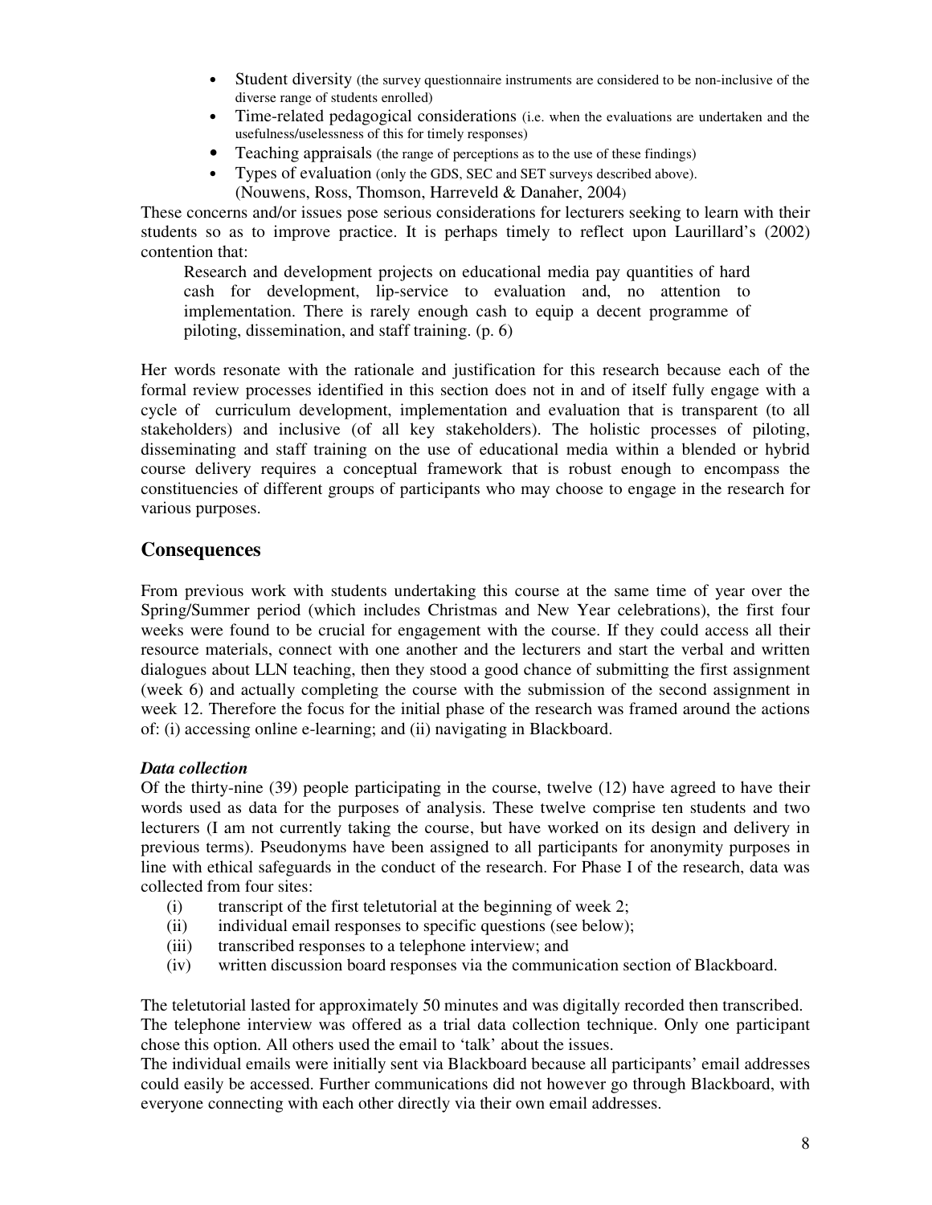- Student diversity (the survey questionnaire instruments are considered to be non-inclusive of the diverse range of students enrolled)
- Time-related pedagogical considerations (i.e. when the evaluations are undertaken and the usefulness/uselessness of this for timely responses)
- Teaching appraisals (the range of perceptions as to the use of these findings)
- Types of evaluation (only the GDS, SEC and SET surveys described above).

(Nouwens, Ross, Thomson, Harreveld & Danaher, 2004)

These concerns and/or issues pose serious considerations for lecturers seeking to learn with their students so as to improve practice. It is perhaps timely to reflect upon Laurillard's (2002) contention that:

> Research and development projects on educational media pay quantities of hard cash for development, lip-service to evaluation and, no attention to implementation. There is rarely enough cash to equip a decent programme of piloting, dissemination, and staff training. (p. 6)

Her words resonate with the rationale and justification for this research because each of the formal review processes identified in this section does not in and of itself fully engage with a cycle of curriculum development, implementation and evaluation that is transparent (to all stakeholders) and inclusive (of all key stakeholders). The holistic processes of piloting, disseminating and staff training on the use of educational media within a blended or hybrid course delivery requires a conceptual framework that is robust enough to encompass the constituencies of different groups of participants who may choose to engage in the research for various purposes.

## Consequences

From previous work with students undertaking this course at the same time of year over the Spring/Summer period (which includes Christmas and New Year celebrations), the first four weeks were found to be crucial for engagement with the course. If they could access all their resource materials, connect with one another and the lecturers and start the verbal and written dialogues about LLN teaching, then they stood a good chance of submitting the first assignment (week 6) and actually completing the course with the submission of the second assignment in week 12. Therefore the focus for the initial phase of the research was framed around the actions of: (i) accessing online e-learning; and (ii) navigating in Blackboard.

### *Data collection*

Of the thirty-nine (39) people participating in the course, twelve (12) have agreed to have their words used as data for the purposes of analysis. These twelve comprise ten students and two lecturers (I am not currently taking the course, but have worked on its design and delivery in previous terms). Pseudonyms have been assigned to all participants for anonymity purposes in line with ethical safeguards in the conduct of the research. For Phase I of the research, data was collected from four sites:

(i) transcript of the first teletutorial at the beginning of week 2;
(ii) individual email responses to specific questions (see below);
(iii) transcribed responses to a telephone interview; and
(iv) written discussion board responses via the communication section of Blackboard.

The teletutorial lasted for approximately 50 minutes and was digitally recorded then transcribed.
The telephone interview was offered as a trial data collection technique. Only one participant chose this option. All others used the email to 'talk' about the issues.
The individual emails were initially sent via Blackboard because all participants' email addresses could easily be accessed. Further communications did not however go through Blackboard, with everyone connecting with each other directly via their own email addresses.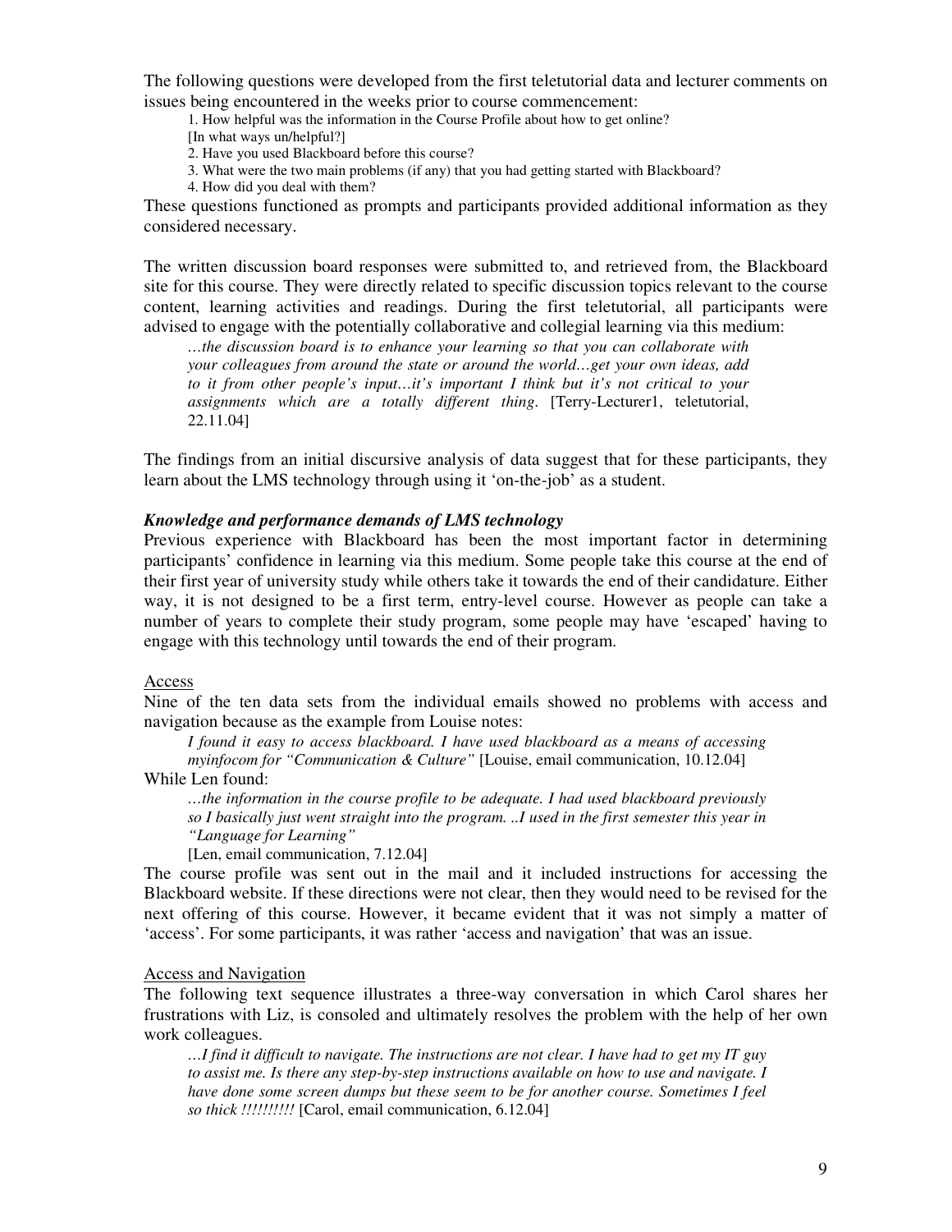The following questions were developed from the first teletutorial data and lecturer comments on issues being encountered in the weeks prior to course commencement:

1. How helpful was the information in the Course Profile about how to get online?
   [In what ways un/helpful?]
2. Have you used Blackboard before this course?
3. What were the two main problems (if any) that you had getting started with Blackboard?
4. How did you deal with them?

These questions functioned as prompts and participants provided additional information as they considered necessary.

The written discussion board responses were submitted to, and retrieved from, the Blackboard site for this course. They were directly related to specific discussion topics relevant to the course content, learning activities and readings. During the first teletutorial, all participants were advised to engage with the potentially collaborative and collegial learning via this medium:

> *…the discussion board is to enhance your learning so that you can collaborate with your colleagues from around the state or around the world…get your own ideas, add to it from other people's input…it's important I think but it's not critical to your assignments which are a totally different thing.* [Terry-Lecturer1, teletutorial, 22.11.04]

The findings from an initial discursive analysis of data suggest that for these participants, they learn about the LMS technology through using it 'on-the-job' as a student.

### *Knowledge and performance demands of LMS technology*

Previous experience with Blackboard has been the most important factor in determining participants' confidence in learning via this medium. Some people take this course at the end of their first year of university study while others take it towards the end of their candidature. Either way, it is not designed to be a first term, entry-level course. However as people can take a number of years to complete their study program, some people may have 'escaped' having to engage with this technology until towards the end of their program.

#### Access

Nine of the ten data sets from the individual emails showed no problems with access and navigation because as the example from Louise notes:

> *I found it easy to access blackboard. I have used blackboard as a means of accessing myinfocom for "Communication & Culture"* [Louise, email communication, 10.12.04]

While Len found:

> *…the information in the course profile to be adequate. I had used blackboard previously so I basically just went straight into the program. ..I used in the first semester this year in "Language for Learning"*
> [Len, email communication, 7.12.04]

The course profile was sent out in the mail and it included instructions for accessing the Blackboard website. If these directions were not clear, then they would need to be revised for the next offering of this course. However, it became evident that it was not simply a matter of 'access'. For some participants, it was rather 'access and navigation' that was an issue.

#### Access and Navigation

The following text sequence illustrates a three-way conversation in which Carol shares her frustrations with Liz, is consoled and ultimately resolves the problem with the help of her own work colleagues.

> *…I find it difficult to navigate. The instructions are not clear. I have had to get my IT guy to assist me. Is there any step-by-step instructions available on how to use and navigate. I have done some screen dumps but these seem to be for another course. Sometimes I feel so thick !!!!!!!!!!* [Carol, email communication, 6.12.04]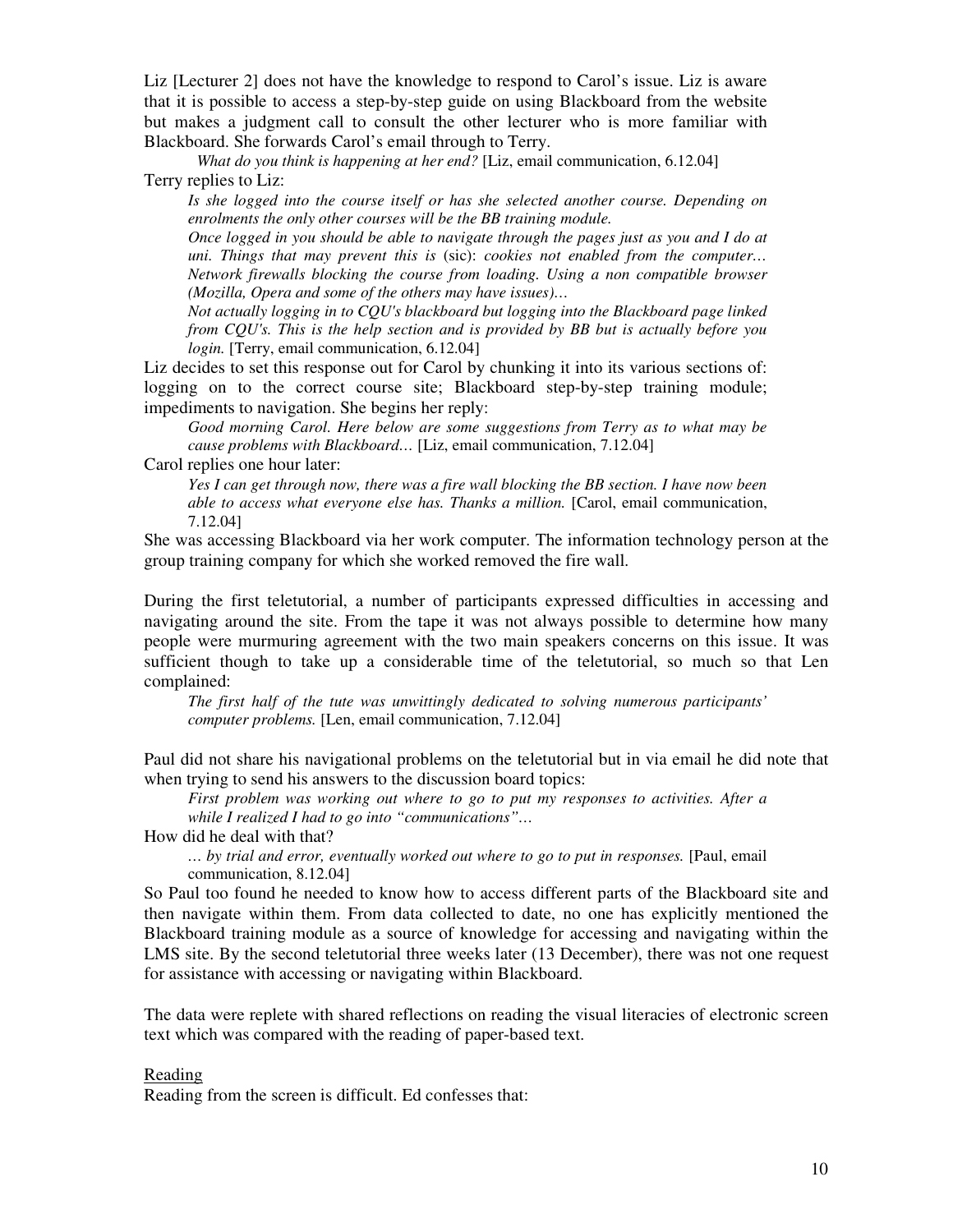Liz [Lecturer 2] does not have the knowledge to respond to Carol's issue. Liz is aware that it is possible to access a step-by-step guide on using Blackboard from the website but makes a judgment call to consult the other lecturer who is more familiar with Blackboard. She forwards Carol's email through to Terry.

> *What do you think is happening at her end?* [Liz, email communication, 6.12.04]

Terry replies to Liz:

> *Is she logged into the course itself or has she selected another course. Depending on enrolments the only other courses will be the BB training module.*
>
> *Once logged in you should be able to navigate through the pages just as you and I do at uni. Things that may prevent this is* (sic): *cookies not enabled from the computer… Network firewalls blocking the course from loading. Using a non compatible browser (Mozilla, Opera and some of the others may have issues)…*
>
> *Not actually logging in to CQU's blackboard but logging into the Blackboard page linked from CQU's. This is the help section and is provided by BB but is actually before you login.* [Terry, email communication, 6.12.04]

Liz decides to set this response out for Carol by chunking it into its various sections of: logging on to the correct course site; Blackboard step-by-step training module; impediments to navigation. She begins her reply:

> *Good morning Carol. Here below are some suggestions from Terry as to what may be cause problems with Blackboard…* [Liz, email communication, 7.12.04]

Carol replies one hour later:

> *Yes I can get through now, there was a fire wall blocking the BB section. I have now been able to access what everyone else has. Thanks a million.* [Carol, email communication, 7.12.04]

She was accessing Blackboard via her work computer. The information technology person at the group training company for which she worked removed the fire wall.

During the first teletutorial, a number of participants expressed difficulties in accessing and navigating around the site. From the tape it was not always possible to determine how many people were murmuring agreement with the two main speakers concerns on this issue. It was sufficient though to take up a considerable time of the teletutorial, so much so that Len complained:

> *The first half of the tute was unwittingly dedicated to solving numerous participants' computer problems.* [Len, email communication, 7.12.04]

Paul did not share his navigational problems on the teletutorial but in via email he did note that when trying to send his answers to the discussion board topics:

> *First problem was working out where to go to put my responses to activities. After a while I realized I had to go into "communications"…*

How did he deal with that?

> *… by trial and error, eventually worked out where to go to put in responses.* [Paul, email communication, 8.12.04]

So Paul too found he needed to know how to access different parts of the Blackboard site and then navigate within them. From data collected to date, no one has explicitly mentioned the Blackboard training module as a source of knowledge for accessing and navigating within the LMS site. By the second teletutorial three weeks later (13 December), there was not one request for assistance with accessing or navigating within Blackboard.

The data were replete with shared reflections on reading the visual literacies of electronic screen text which was compared with the reading of paper-based text.

<u>Reading</u>

Reading from the screen is difficult. Ed confesses that: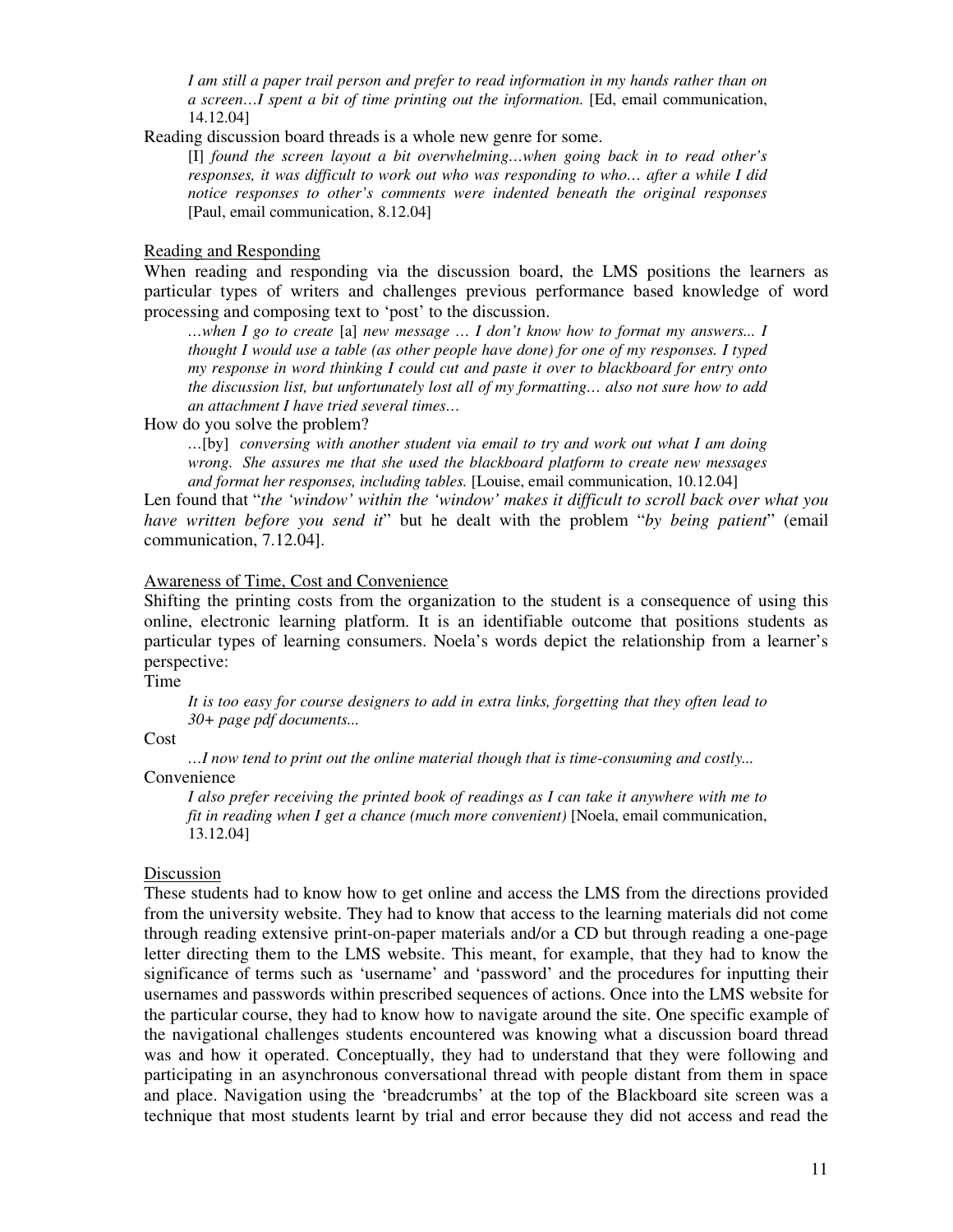> *I am still a paper trail person and prefer to read information in my hands rather than on a screen…I spent a bit of time printing out the information.* [Ed, email communication, 14.12.04]

Reading discussion board threads is a whole new genre for some.

> [I] *found the screen layout a bit overwhelming…when going back in to read other's responses, it was difficult to work out who was responding to who… after a while I did notice responses to other's comments were indented beneath the original responses* [Paul, email communication, 8.12.04]

### Reading and Responding

When reading and responding via the discussion board, the LMS positions the learners as particular types of writers and challenges previous performance based knowledge of word processing and composing text to 'post' to the discussion.

> *…when I go to create* [a] *new message … I don't know how to format my answers... I thought I would use a table (as other people have done) for one of my responses. I typed my response in word thinking I could cut and paste it over to blackboard for entry onto the discussion list, but unfortunately lost all of my formatting… also not sure how to add an attachment I have tried several times…*

How do you solve the problem?

> …[by] *conversing with another student via email to try and work out what I am doing wrong. She assures me that she used the blackboard platform to create new messages and format her responses, including tables.* [Louise, email communication, 10.12.04]

Len found that "*the 'window' within the 'window' makes it difficult to scroll back over what you have written before you send it*" but he dealt with the problem "*by being patient*" (email communication, 7.12.04].

### Awareness of Time, Cost and Convenience

Shifting the printing costs from the organization to the student is a consequence of using this online, electronic learning platform. It is an identifiable outcome that positions students as particular types of learning consumers. Noela's words depict the relationship from a learner's perspective:

Time

> *It is too easy for course designers to add in extra links, forgetting that they often lead to 30+ page pdf documents...*

Cost

> *…I now tend to print out the online material though that is time-consuming and costly...*

Convenience

> *I also prefer receiving the printed book of readings as I can take it anywhere with me to fit in reading when I get a chance (much more convenient)* [Noela, email communication, 13.12.04]

### Discussion

These students had to know how to get online and access the LMS from the directions provided from the university website. They had to know that access to the learning materials did not come through reading extensive print-on-paper materials and/or a CD but through reading a one-page letter directing them to the LMS website. This meant, for example, that they had to know the significance of terms such as 'username' and 'password' and the procedures for inputting their usernames and passwords within prescribed sequences of actions. Once into the LMS website for the particular course, they had to know how to navigate around the site. One specific example of the navigational challenges students encountered was knowing what a discussion board thread was and how it operated. Conceptually, they had to understand that they were following and participating in an asynchronous conversational thread with people distant from them in space and place. Navigation using the 'breadcrumbs' at the top of the Blackboard site screen was a technique that most students learnt by trial and error because they did not access and read the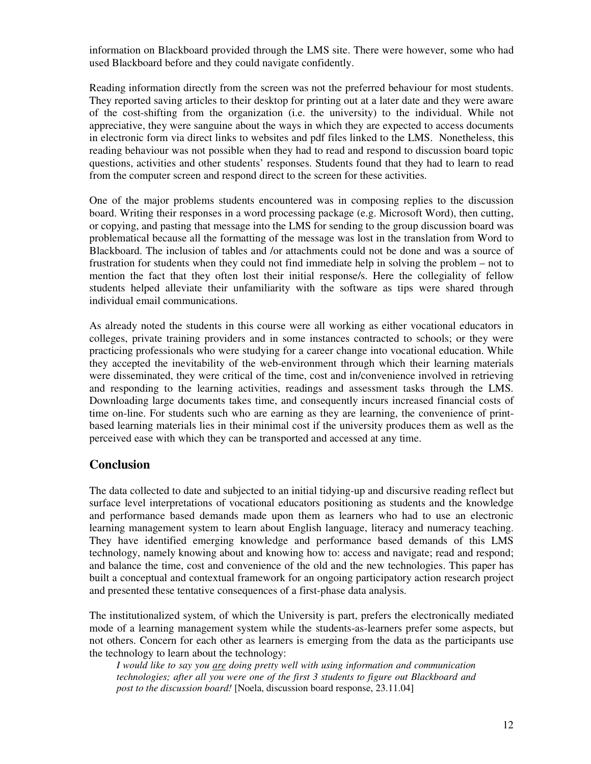information on Blackboard provided through the LMS site. There were however, some who had used Blackboard before and they could navigate confidently.

Reading information directly from the screen was not the preferred behaviour for most students. They reported saving articles to their desktop for printing out at a later date and they were aware of the cost-shifting from the organization (i.e. the university) to the individual. While not appreciative, they were sanguine about the ways in which they are expected to access documents in electronic form via direct links to websites and pdf files linked to the LMS. Nonetheless, this reading behaviour was not possible when they had to read and respond to discussion board topic questions, activities and other students' responses. Students found that they had to learn to read from the computer screen and respond direct to the screen for these activities.

One of the major problems students encountered was in composing replies to the discussion board. Writing their responses in a word processing package (e.g. Microsoft Word), then cutting, or copying, and pasting that message into the LMS for sending to the group discussion board was problematical because all the formatting of the message was lost in the translation from Word to Blackboard. The inclusion of tables and /or attachments could not be done and was a source of frustration for students when they could not find immediate help in solving the problem – not to mention the fact that they often lost their initial response/s. Here the collegiality of fellow students helped alleviate their unfamiliarity with the software as tips were shared through individual email communications.

As already noted the students in this course were all working as either vocational educators in colleges, private training providers and in some instances contracted to schools; or they were practicing professionals who were studying for a career change into vocational education. While they accepted the inevitability of the web-environment through which their learning materials were disseminated, they were critical of the time, cost and in/convenience involved in retrieving and responding to the learning activities, readings and assessment tasks through the LMS. Downloading large documents takes time, and consequently incurs increased financial costs of time on-line. For students such who are earning as they are learning, the convenience of print-based learning materials lies in their minimal cost if the university produces them as well as the perceived ease with which they can be transported and accessed at any time.

## Conclusion

The data collected to date and subjected to an initial tidying-up and discursive reading reflect but surface level interpretations of vocational educators positioning as students and the knowledge and performance based demands made upon them as learners who had to use an electronic learning management system to learn about English language, literacy and numeracy teaching. They have identified emerging knowledge and performance based demands of this LMS technology, namely knowing about and knowing how to: access and navigate; read and respond; and balance the time, cost and convenience of the old and the new technologies. This paper has built a conceptual and contextual framework for an ongoing participatory action research project and presented these tentative consequences of a first-phase data analysis.

The institutionalized system, of which the University is part, prefers the electronically mediated mode of a learning management system while the students-as-learners prefer some aspects, but not others. Concern for each other as learners is emerging from the data as the participants use the technology to learn about the technology:

> *I would like to say you are doing pretty well with using information and communication technologies; after all you were one of the first 3 students to figure out Blackboard and post to the discussion board!* [Noela, discussion board response, 23.11.04]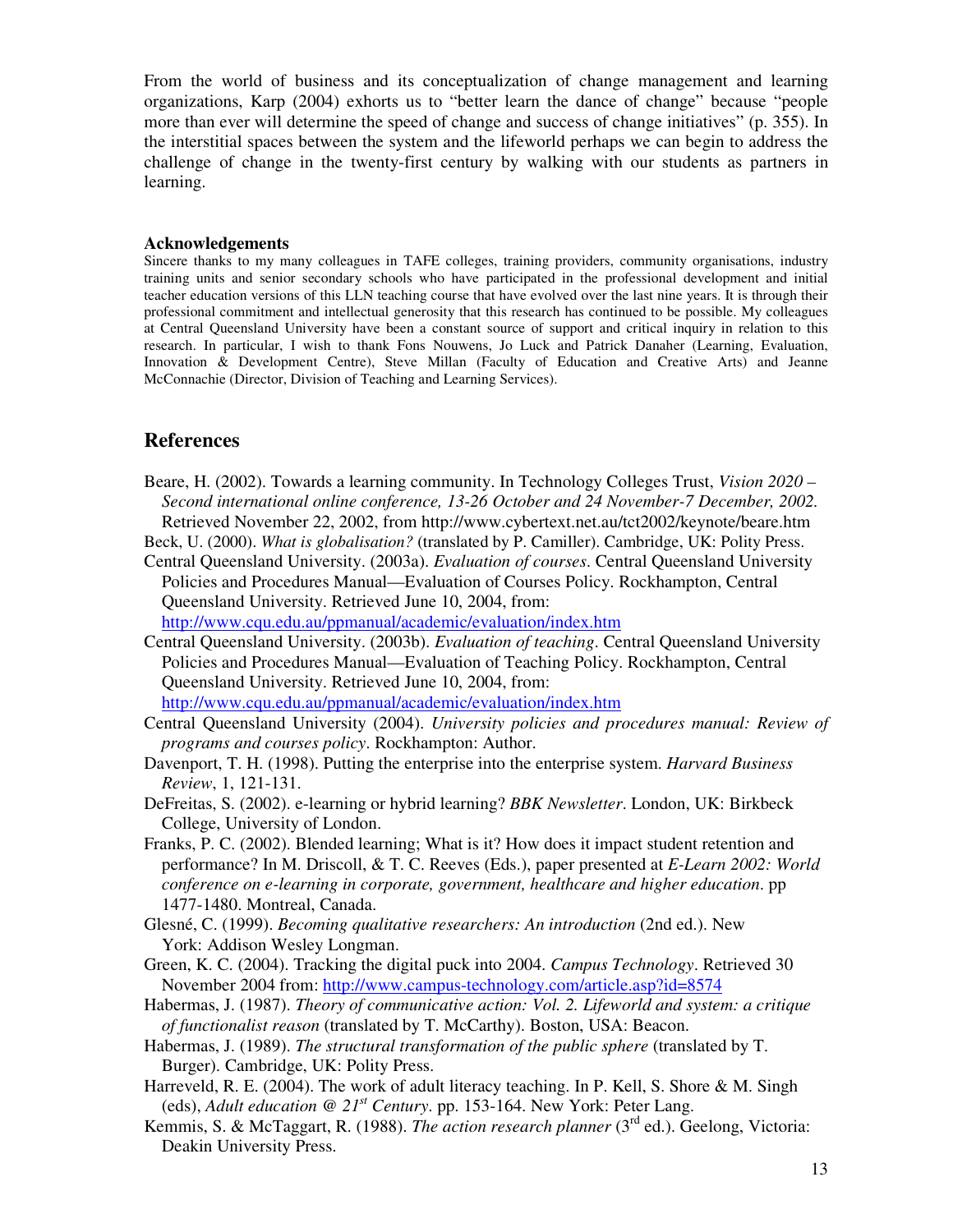From the world of business and its conceptualization of change management and learning organizations, Karp (2004) exhorts us to "better learn the dance of change" because "people more than ever will determine the speed of change and success of change initiatives" (p. 355). In the interstitial spaces between the system and the lifeworld perhaps we can begin to address the challenge of change in the twenty-first century by walking with our students as partners in learning.

**Acknowledgements**

Sincere thanks to my many colleagues in TAFE colleges, training providers, community organisations, industry training units and senior secondary schools who have participated in the professional development and initial teacher education versions of this LLN teaching course that have evolved over the last nine years. It is through their professional commitment and intellectual generosity that this research has continued to be possible. My colleagues at Central Queensland University have been a constant source of support and critical inquiry in relation to this research. In particular, I wish to thank Fons Nouwens, Jo Luck and Patrick Danaher (Learning, Evaluation, Innovation & Development Centre), Steve Millan (Faculty of Education and Creative Arts) and Jeanne McConnachie (Director, Division of Teaching and Learning Services).

## References

Beare, H. (2002). Towards a learning community. In Technology Colleges Trust, *Vision 2020 – Second international online conference, 13-26 October and 24 November-7 December, 2002.* Retrieved November 22, 2002, from http://www.cybertext.net.au/tct2002/keynote/beare.htm

Beck, U. (2000). *What is globalisation?* (translated by P. Camiller). Cambridge, UK: Polity Press.

Central Queensland University. (2003a). *Evaluation of courses*. Central Queensland University Policies and Procedures Manual—Evaluation of Courses Policy. Rockhampton, Central Queensland University. Retrieved June 10, 2004, from: http://www.cqu.edu.au/ppmanual/academic/evaluation/index.htm

Central Queensland University. (2003b). *Evaluation of teaching*. Central Queensland University Policies and Procedures Manual—Evaluation of Teaching Policy. Rockhampton, Central Queensland University. Retrieved June 10, 2004, from: http://www.cqu.edu.au/ppmanual/academic/evaluation/index.htm

Central Queensland University (2004). *University policies and procedures manual: Review of programs and courses policy*. Rockhampton: Author.

Davenport, T. H. (1998). Putting the enterprise into the enterprise system. *Harvard Business Review*, 1, 121-131.

DeFreitas, S. (2002). e-learning or hybrid learning? *BBK Newsletter*. London, UK: Birkbeck College, University of London.

Franks, P. C. (2002). Blended learning; What is it? How does it impact student retention and performance? In M. Driscoll, & T. C. Reeves (Eds.), paper presented at *E-Learn 2002: World conference on e-learning in corporate, government, healthcare and higher education*. pp 1477-1480. Montreal, Canada.

Glesné, C. (1999). *Becoming qualitative researchers: An introduction* (2nd ed.). New York: Addison Wesley Longman.

Green, K. C. (2004). Tracking the digital puck into 2004. *Campus Technology*. Retrieved 30 November 2004 from: http://www.campus-technology.com/article.asp?id=8574

Habermas, J. (1987). *Theory of communicative action: Vol. 2. Lifeworld and system: a critique of functionalist reason* (translated by T. McCarthy). Boston, USA: Beacon.

Habermas, J. (1989). *The structural transformation of the public sphere* (translated by T. Burger). Cambridge, UK: Polity Press.

Harreveld, R. E. (2004). The work of adult literacy teaching. In P. Kell, S. Shore & M. Singh (eds), *Adult education @ 21st Century*. pp. 153-164. New York: Peter Lang.

Kemmis, S. & McTaggart, R. (1988). *The action research planner* (3rd ed.). Geelong, Victoria: Deakin University Press.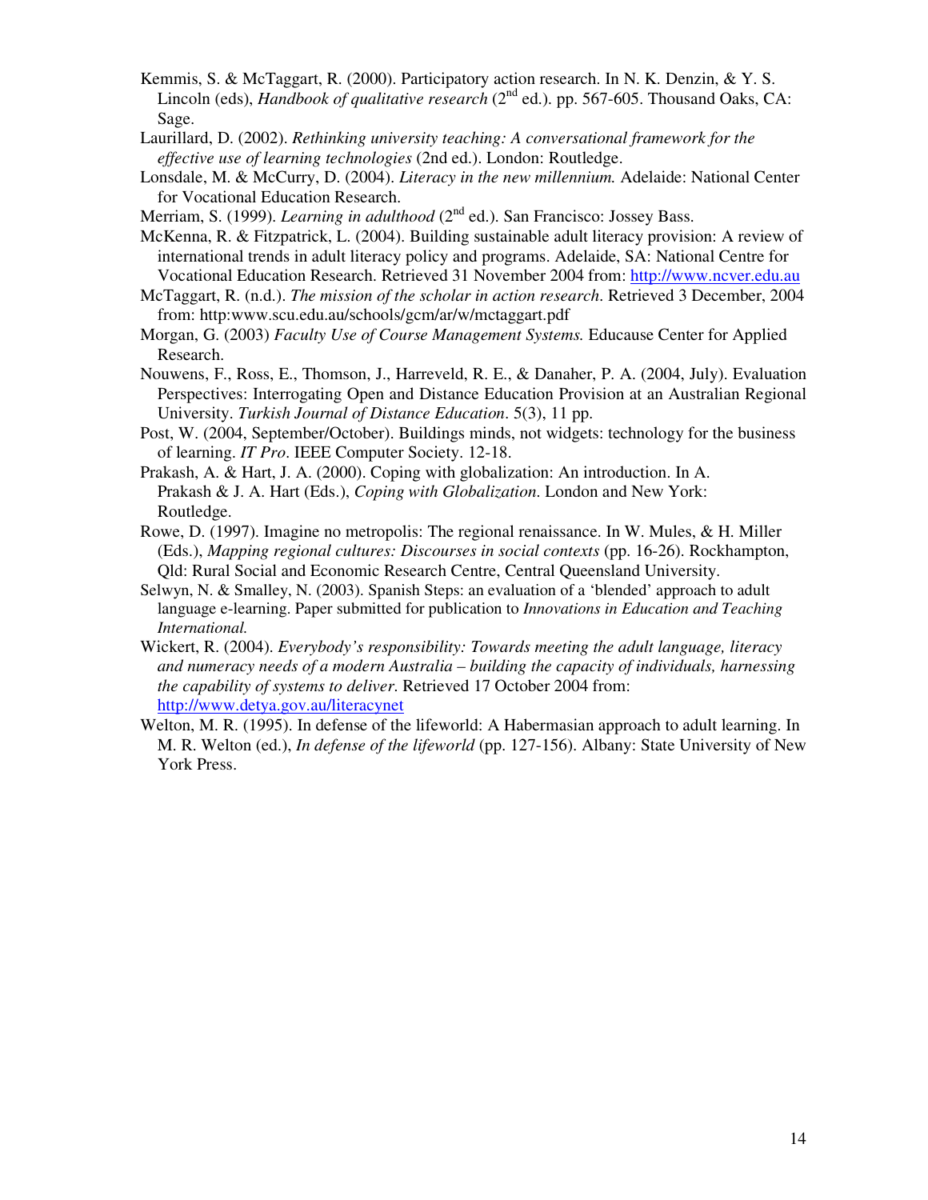Kemmis, S. & McTaggart, R. (2000). Participatory action research. In N. K. Denzin, & Y. S. Lincoln (eds), *Handbook of qualitative research* (2nd ed.). pp. 567-605. Thousand Oaks, CA: Sage.

Laurillard, D. (2002). *Rethinking university teaching: A conversational framework for the effective use of learning technologies* (2nd ed.). London: Routledge.

Lonsdale, M. & McCurry, D. (2004). *Literacy in the new millennium.* Adelaide: National Center for Vocational Education Research.

Merriam, S. (1999). *Learning in adulthood* (2nd ed.). San Francisco: Jossey Bass.

McKenna, R. & Fitzpatrick, L. (2004). Building sustainable adult literacy provision: A review of international trends in adult literacy policy and programs. Adelaide, SA: National Centre for Vocational Education Research. Retrieved 31 November 2004 from: http://www.ncver.edu.au

McTaggart, R. (n.d.). *The mission of the scholar in action research*. Retrieved 3 December, 2004 from: http:www.scu.edu.au/schools/gcm/ar/w/mctaggart.pdf

Morgan, G. (2003) *Faculty Use of Course Management Systems.* Educause Center for Applied Research.

Nouwens, F., Ross, E., Thomson, J., Harreveld, R. E., & Danaher, P. A. (2004, July). Evaluation Perspectives: Interrogating Open and Distance Education Provision at an Australian Regional University. *Turkish Journal of Distance Education*. 5(3), 11 pp.

Post, W. (2004, September/October). Buildings minds, not widgets: technology for the business of learning. *IT Pro*. IEEE Computer Society. 12-18.

Prakash, A. & Hart, J. A. (2000). Coping with globalization: An introduction. In A. Prakash & J. A. Hart (Eds.), *Coping with Globalization*. London and New York: Routledge.

Rowe, D. (1997). Imagine no metropolis: The regional renaissance. In W. Mules, & H. Miller (Eds.), *Mapping regional cultures: Discourses in social contexts* (pp. 16-26). Rockhampton, Qld: Rural Social and Economic Research Centre, Central Queensland University.

Selwyn, N. & Smalley, N. (2003). Spanish Steps: an evaluation of a 'blended' approach to adult language e-learning. Paper submitted for publication to *Innovations in Education and Teaching International.*

Wickert, R. (2004). *Everybody's responsibility: Towards meeting the adult language, literacy and numeracy needs of a modern Australia – building the capacity of individuals, harnessing the capability of systems to deliver*. Retrieved 17 October 2004 from: http://www.detya.gov.au/literacynet

Welton, M. R. (1995). In defense of the lifeworld: A Habermasian approach to adult learning. In M. R. Welton (ed.), *In defense of the lifeworld* (pp. 127-156). Albany: State University of New York Press.